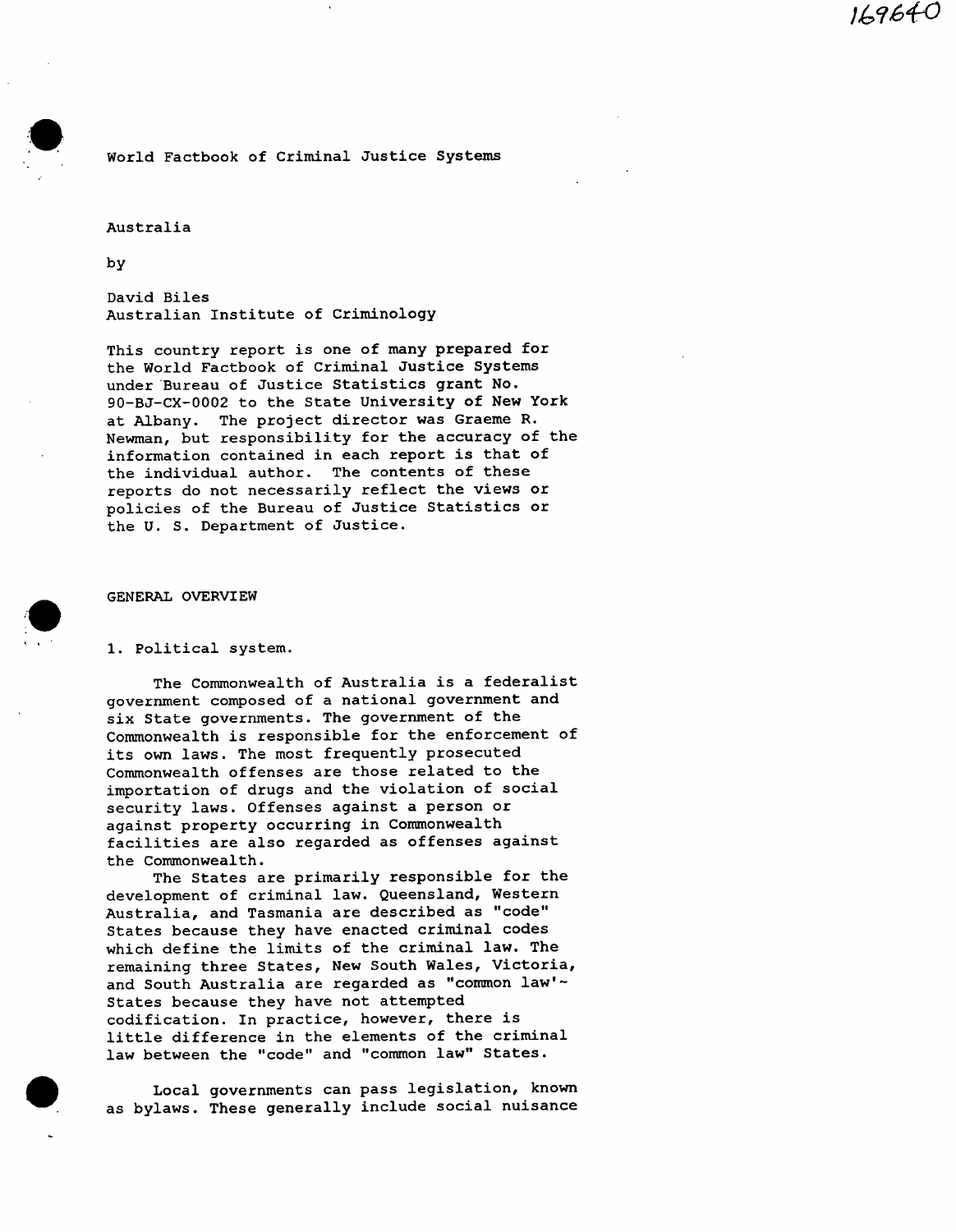World Factbook of Criminal Justice Systems

Australia

by

David Biles
Australian Institute of Criminology

This country report is one of many prepared for the World Factbook of Criminal Justice Systems under Bureau of Justice Statistics grant No. 90-BJ-CX-0002 to the State University of New York at Albany. The project director was Graeme R. Newman, but responsibility for the accuracy of the information contained in each report is that of the individual author. The contents of these reports do not necessarily reflect the views or policies of the Bureau of Justice Statistics or the U. S. Department of Justice.

## GENERAL OVERVIEW

### 1. Political system.

The Commonwealth of Australia is a federalist government composed of a national government and six State governments. The government of the Commonwealth is responsible for the enforcement of its own laws. The most frequently prosecuted Commonwealth offenses are those related to the importation of drugs and the violation of social security laws. Offenses against a person or against property occurring in Commonwealth facilities are also regarded as offenses against the Commonwealth.

The States are primarily responsible for the development of criminal law. Queensland, Western Australia, and Tasmania are described as "code" States because they have enacted criminal codes which define the limits of the criminal law. The remaining three States, New South Wales, Victoria, and South Australia are regarded as "common law" States because they have not attempted codification. In practice, however, there is little difference in the elements of the criminal law between the "code" and "common law" States.

Local governments can pass legislation, known as bylaws. These generally include social nuisance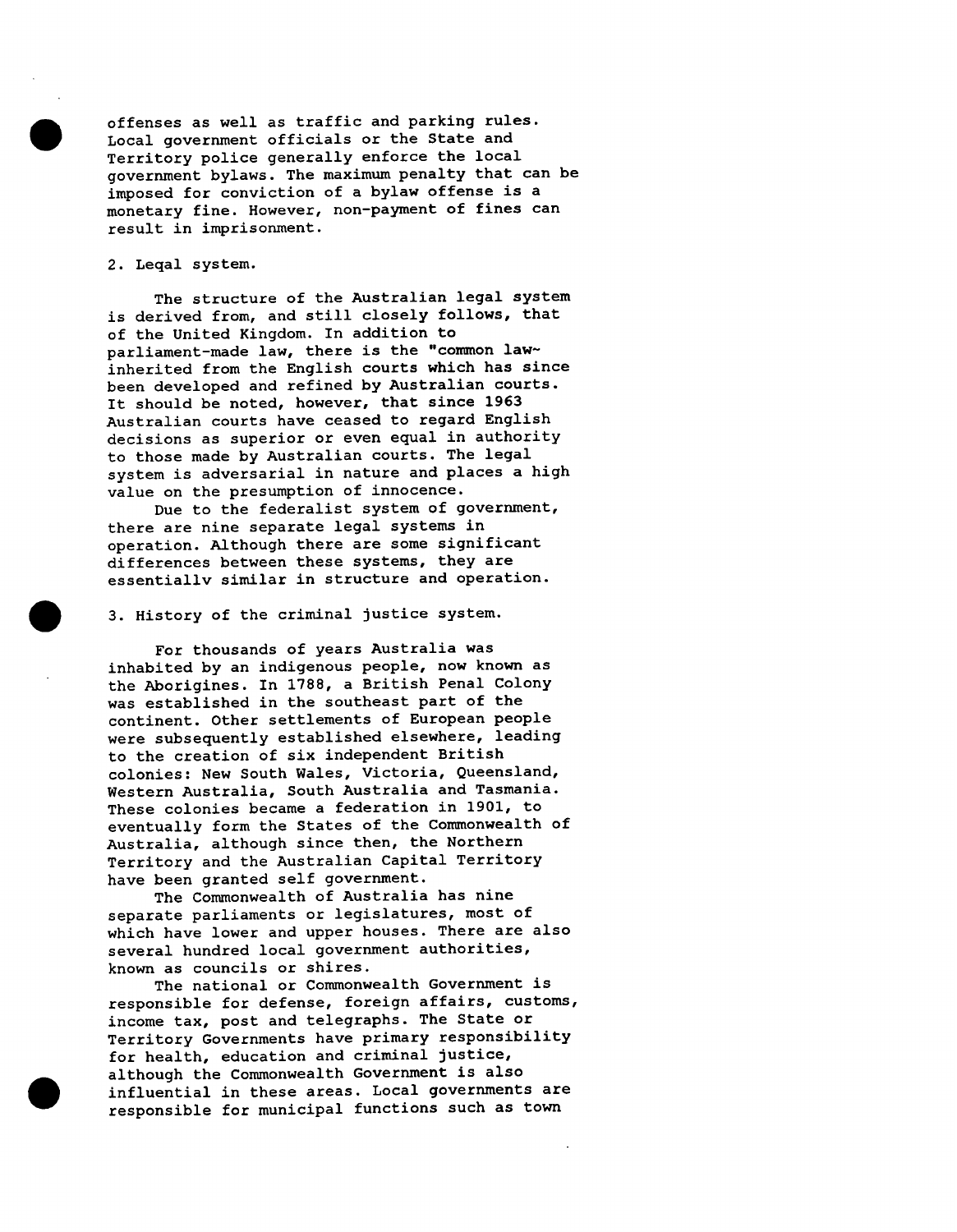offenses as well as traffic and parking rules. Local government officials or the State and Territory police generally enforce the local government bylaws. The maximum penalty that can be imposed for conviction of a bylaw offense is a monetary fine. However, non-payment of fines can result in imprisonment.

2. Legal system.

The structure of the Australian legal system is derived from, and still closely follows, that of the United Kingdom. In addition to parliament-made law, there is the "common law" inherited from the English courts which has since been developed and refined by Australian courts. It should be noted, however, that since 1963 Australian courts have ceased to regard English decisions as superior or even equal in authority to those made by Australian courts. The legal system is adversarial in nature and places a high value on the presumption of innocence.

Due to the federalist system of government, there are nine separate legal systems in operation. Although there are some significant differences between these systems, they are essentially similar in structure and operation.

3. History of the criminal justice system.

For thousands of years Australia was inhabited by an indigenous people, now known as the Aborigines. In 1788, a British Penal Colony was established in the southeast part of the continent. Other settlements of European people were subsequently established elsewhere, leading to the creation of six independent British colonies: New South Wales, Victoria, Queensland, Western Australia, South Australia and Tasmania. These colonies became a federation in 1901, to eventually form the States of the Commonwealth of Australia, although since then, the Northern Territory and the Australian Capital Territory have been granted self government.

The Commonwealth of Australia has nine separate parliaments or legislatures, most of which have lower and upper houses. There are also several hundred local government authorities, known as councils or shires.

The national or Commonwealth Government is responsible for defense, foreign affairs, customs, income tax, post and telegraphs. The State or Territory Governments have primary responsibility for health, education and criminal justice, although the Commonwealth Government is also influential in these areas. Local governments are responsible for municipal functions such as town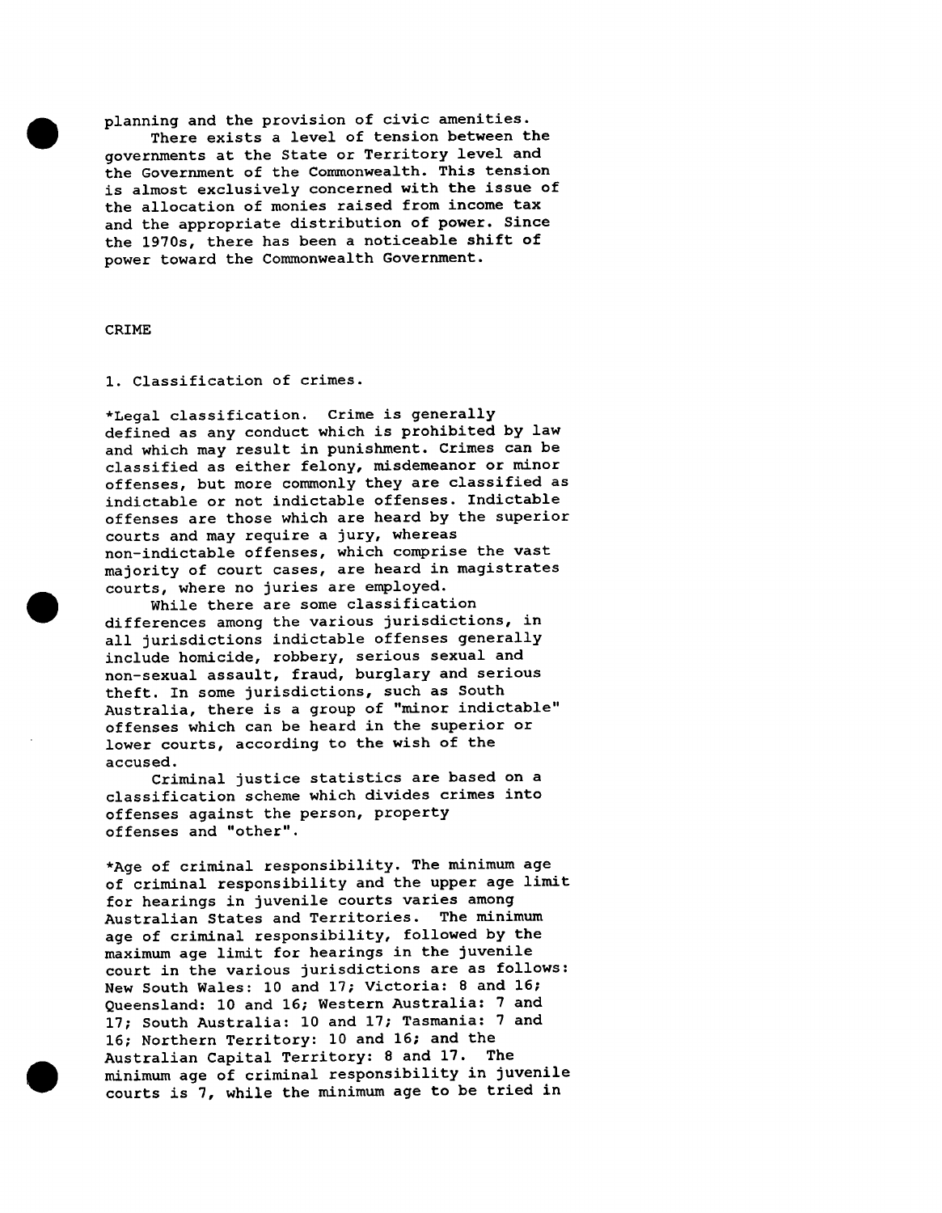planning and the provision of civic amenities.

There exists a level of tension between the governments at the State or Territory level and the Government of the Commonwealth. This tension is almost exclusively concerned with the issue of the allocation of monies raised from income tax and the appropriate distribution of power. Since the 1970s, there has been a noticeable shift of power toward the Commonwealth Government.

## CRIME

### 1. Classification of crimes.

*Legal classification. Crime is generally defined as any conduct which is prohibited by law and which may result in punishment. Crimes can be classified as either felony, misdemeanor or minor offenses, but more commonly they are classified as indictable or not indictable offenses. Indictable offenses are those which are heard by the superior courts and may require a jury, whereas non-indictable offenses, which comprise the vast majority of court cases, are heard in magistrates courts, where no juries are employed.

While there are some classification differences among the various jurisdictions, in all jurisdictions indictable offenses generally include homicide, robbery, serious sexual and non-sexual assault, fraud, burglary and serious theft. In some jurisdictions, such as South Australia, there is a group of "minor indictable" offenses which can be heard in the superior or lower courts, according to the wish of the accused.

Criminal justice statistics are based on a classification scheme which divides crimes into offenses against the person, property offenses and "other".

*Age of criminal responsibility. The minimum age of criminal responsibility and the upper age limit for hearings in juvenile courts varies among Australian States and Territories. The minimum age of criminal responsibility, followed by the maximum age limit for hearings in the juvenile court in the various jurisdictions are as follows: New South Wales: 10 and 17; Victoria: 8 and 16; Queensland: 10 and 16; Western Australia: 7 and 17; South Australia: 10 and 17; Tasmania: 7 and 16; Northern Territory: 10 and 16; and the Australian Capital Territory: 8 and 17. The minimum age of criminal responsibility in juvenile courts is 7, while the minimum age to be tried in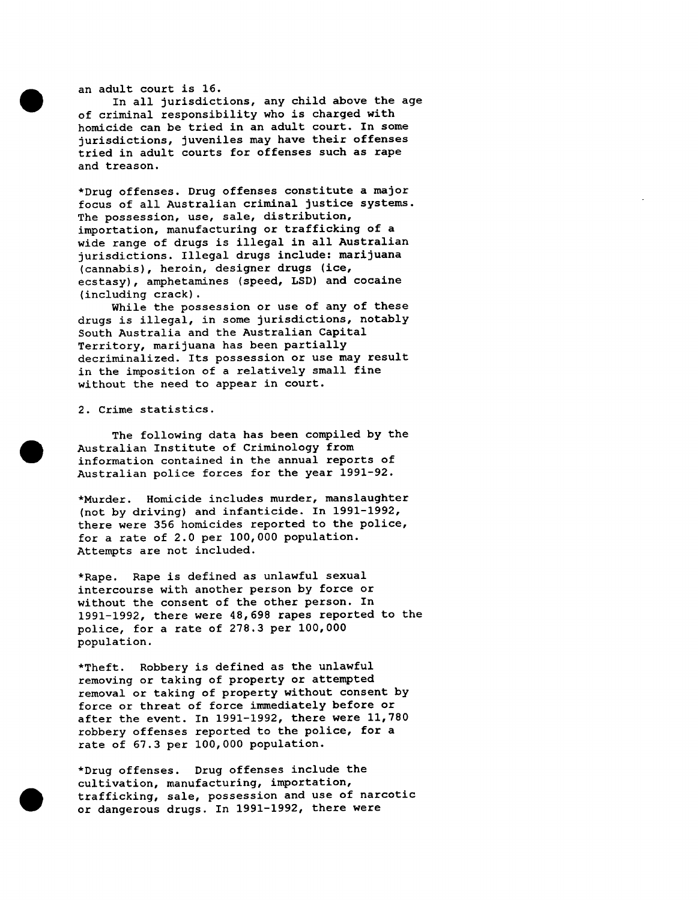an adult court is 16.

In all jurisdictions, any child above the age of criminal responsibility who is charged with homicide can be tried in an adult court. In some jurisdictions, juveniles may have their offenses tried in adult courts for offenses such as rape and treason.

*Drug offenses. Drug offenses constitute a major focus of all Australian criminal justice systems. The possession, use, sale, distribution, importation, manufacturing or trafficking of a wide range of drugs is illegal in all Australian jurisdictions. Illegal drugs include: marijuana (cannabis), heroin, designer drugs (ice, ecstasy), amphetamines (speed, LSD) and cocaine (including crack).

While the possession or use of any of these drugs is illegal, in some jurisdictions, notably South Australia and the Australian Capital Territory, marijuana has been partially decriminalized. Its possession or use may result in the imposition of a relatively small fine without the need to appear in court.

2. Crime statistics.

The following data has been compiled by the Australian Institute of Criminology from information contained in the annual reports of Australian police forces for the year 1991-92.

*Murder. Homicide includes murder, manslaughter (not by driving) and infanticide. In 1991-1992, there were 356 homicides reported to the police, for a rate of 2.0 per 100,000 population. Attempts are not included.

*Rape. Rape is defined as unlawful sexual intercourse with another person by force or without the consent of the other person. In 1991-1992, there were 48,698 rapes reported to the police, for a rate of 278.3 per 100,000 population.

*Theft. Robbery is defined as the unlawful removing or taking of property or attempted removal or taking of property without consent by force or threat of force immediately before or after the event. In 1991-1992, there were 11,780 robbery offenses reported to the police, for a rate of 67.3 per 100,000 population.

*Drug offenses. Drug offenses include the cultivation, manufacturing, importation, trafficking, sale, possession and use of narcotic or dangerous drugs. In 1991-1992, there were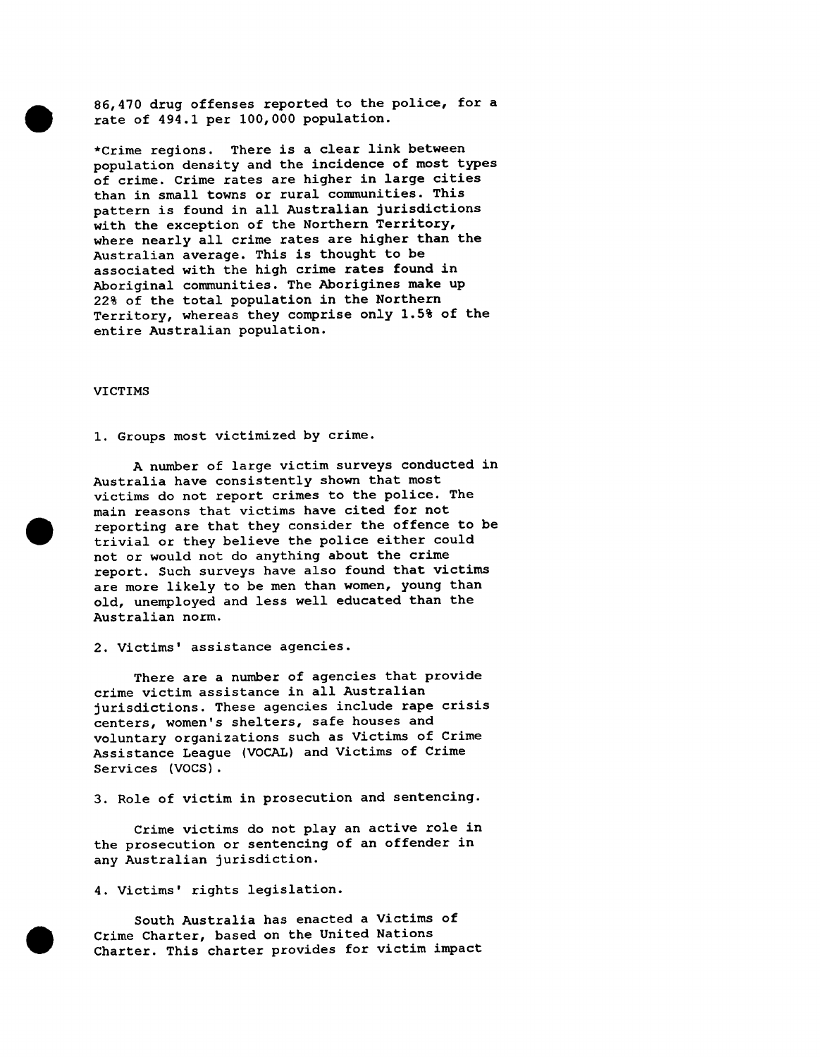86,470 drug offenses reported to the police, for a rate of 494.1 per 100,000 population.

*Crime regions. There is a clear link between population density and the incidence of most types of crime. Crime rates are higher in large cities than in small towns or rural communities. This pattern is found in all Australian jurisdictions with the exception of the Northern Territory, where nearly all crime rates are higher than the Australian average. This is thought to be associated with the high crime rates found in Aboriginal communities. The Aborigines make up 22% of the total population in the Northern Territory, whereas they comprise only 1.5% of the entire Australian population.

## VICTIMS

1. Groups most victimized by crime.

A number of large victim surveys conducted in Australia have consistently shown that most victims do not report crimes to the police. The main reasons that victims have cited for not reporting are that they consider the offence to be trivial or they believe the police either could not or would not do anything about the crime report. Such surveys have also found that victims are more likely to be men than women, young than old, unemployed and less well educated than the Australian norm.

2. Victims' assistance agencies.

There are a number of agencies that provide crime victim assistance in all Australian jurisdictions. These agencies include rape crisis centers, women's shelters, safe houses and voluntary organizations such as Victims of Crime Assistance League (VOCAL) and Victims of Crime Services (VOCS).

3. Role of victim in prosecution and sentencing.

Crime victims do not play an active role in the prosecution or sentencing of an offender in any Australian jurisdiction.

4. Victims' rights legislation.

South Australia has enacted a Victims of Crime Charter, based on the United Nations Charter. This charter provides for victim impact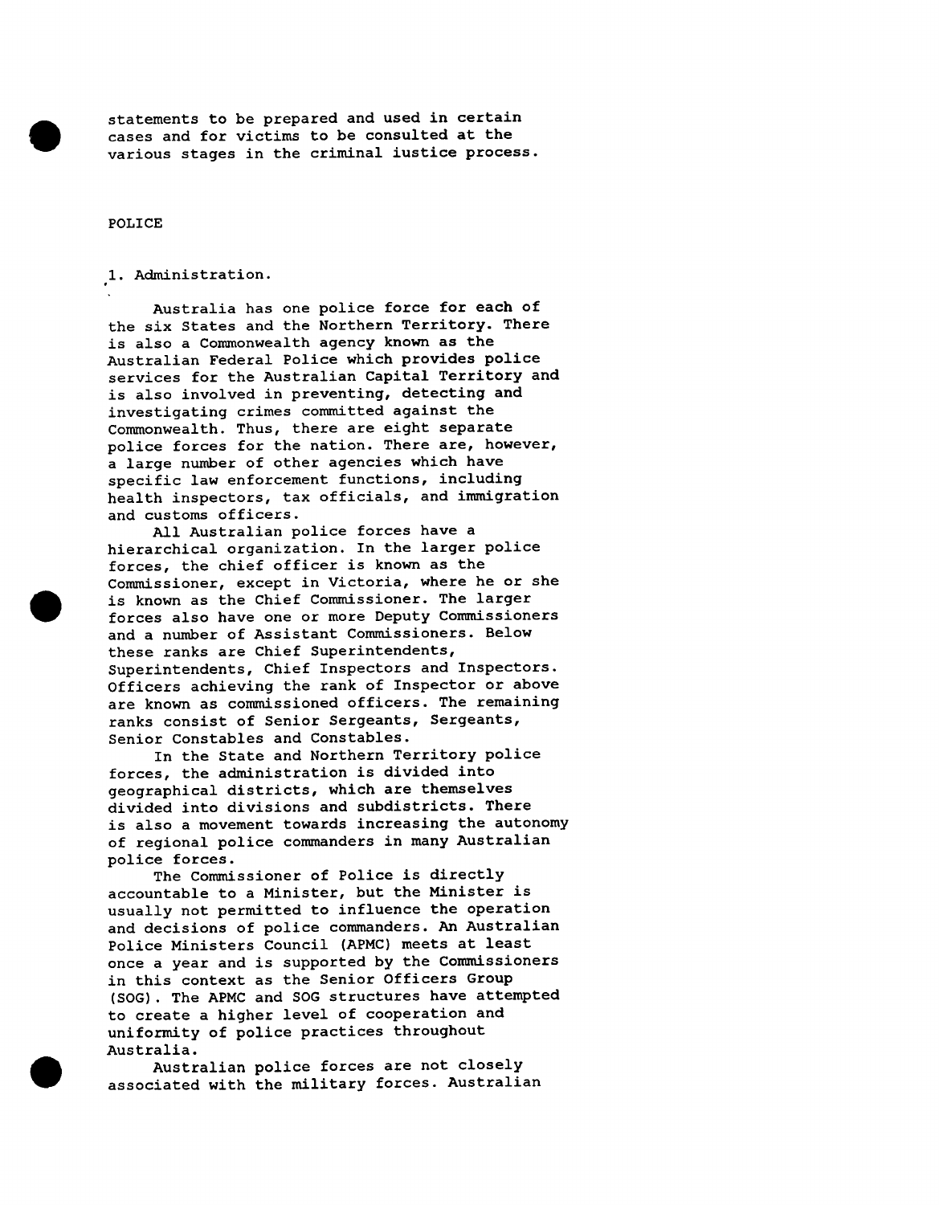statements to be prepared and used in certain cases and for victims to be consulted at the various stages in the criminal iustice process.

## POLICE

### 1. Administration.

Australia has one police force for each of the six States and the Northern Territory. There is also a Commonwealth agency known as the Australian Federal Police which provides police services for the Australian Capital Territory and is also involved in preventing, detecting and investigating crimes committed against the Commonwealth. Thus, there are eight separate police forces for the nation. There are, however, a large number of other agencies which have specific law enforcement functions, including health inspectors, tax officials, and immigration and customs officers.

All Australian police forces have a hierarchical organization. In the larger police forces, the chief officer is known as the Commissioner, except in Victoria, where he or she is known as the Chief Commissioner. The larger forces also have one or more Deputy Commissioners and a number of Assistant Commissioners. Below these ranks are Chief Superintendents, Superintendents, Chief Inspectors and Inspectors. Officers achieving the rank of Inspector or above are known as commissioned officers. The remaining ranks consist of Senior Sergeants, Sergeants, Senior Constables and Constables.

In the State and Northern Territory police forces, the administration is divided into geographical districts, which are themselves divided into divisions and subdistricts. There is also a movement towards increasing the autonomy of regional police commanders in many Australian police forces.

The Commissioner of Police is directly accountable to a Minister, but the Minister is usually not permitted to influence the operation and decisions of police commanders. An Australian Police Ministers Council (APMC) meets at least once a year and is supported by the Commissioners in this context as the Senior Officers Group (SOG). The APMC and SOG structures have attempted to create a higher level of cooperation and uniformity of police practices throughout Australia.

Australian police forces are not closely associated with the military forces. Australian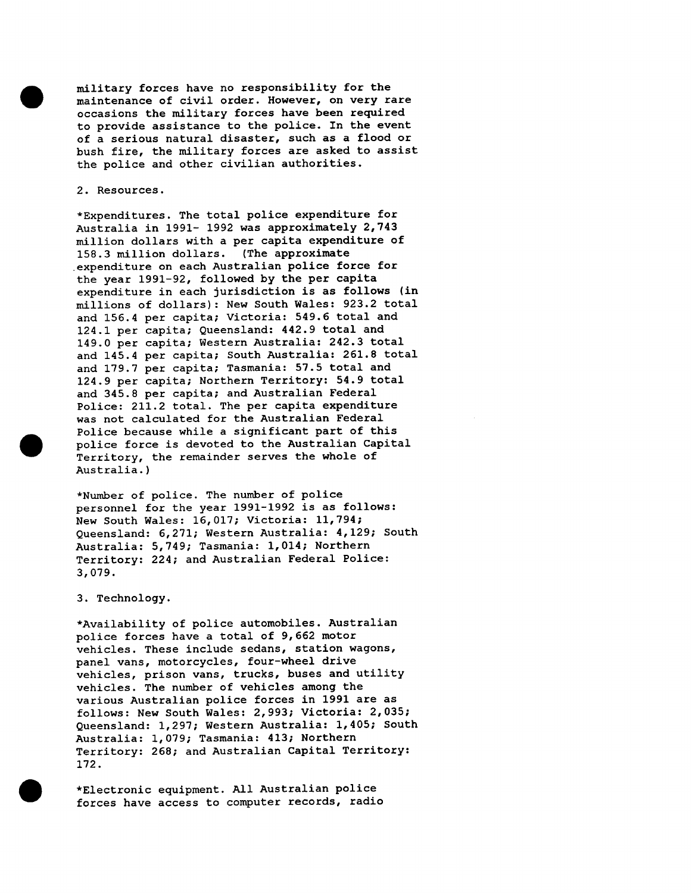military forces have no responsibility for the maintenance of civil order. However, on very rare occasions the military forces have been required to provide assistance to the police. In the event of a serious natural disaster, such as a flood or bush fire, the military forces are asked to assist the police and other civilian authorities.

2. Resources.

*Expenditures. The total police expenditure for Australia in 1991- 1992 was approximately 2,743 million dollars with a per capita expenditure of 158.3 million dollars. (The approximate expenditure on each Australian police force for the year 1991-92, followed by the per capita expenditure in each jurisdiction is as follows (in millions of dollars): New South Wales: 923.2 total and 156.4 per capita; Victoria: 549.6 total and 124.1 per capita; Queensland: 442.9 total and 149.0 per capita; Western Australia: 242.3 total and 145.4 per capita; South Australia: 261.8 total and 179.7 per capita; Tasmania: 57.5 total and 124.9 per capita; Northern Territory: 54.9 total and 345.8 per capita; and Australian Federal Police: 211.2 total. The per capita expenditure was not calculated for the Australian Federal Police because while a significant part of this police force is devoted to the Australian Capital Territory, the remainder serves the whole of Australia.)

*Number of police. The number of police personnel for the year 1991-1992 is as follows: New South Wales: 16,017; Victoria: 11,794; Queensland: 6,271; Western Australia: 4,129; South Australia: 5,749; Tasmania: 1,014; Northern Territory: 224; and Australian Federal Police: 3,079.

3. Technology.

*Availability of police automobiles. Australian police forces have a total of 9,662 motor vehicles. These include sedans, station wagons, panel vans, motorcycles, four-wheel drive vehicles, prison vans, trucks, buses and utility vehicles. The number of vehicles among the various Australian police forces in 1991 are as follows: New South Wales: 2,993; Victoria: 2,035; Queensland: 1,297; Western Australia: 1,405; South Australia: 1,079; Tasmania: 413; Northern Territory: 268; and Australian Capital Territory: 172.

*Electronic equipment. All Australian police forces have access to computer records, radio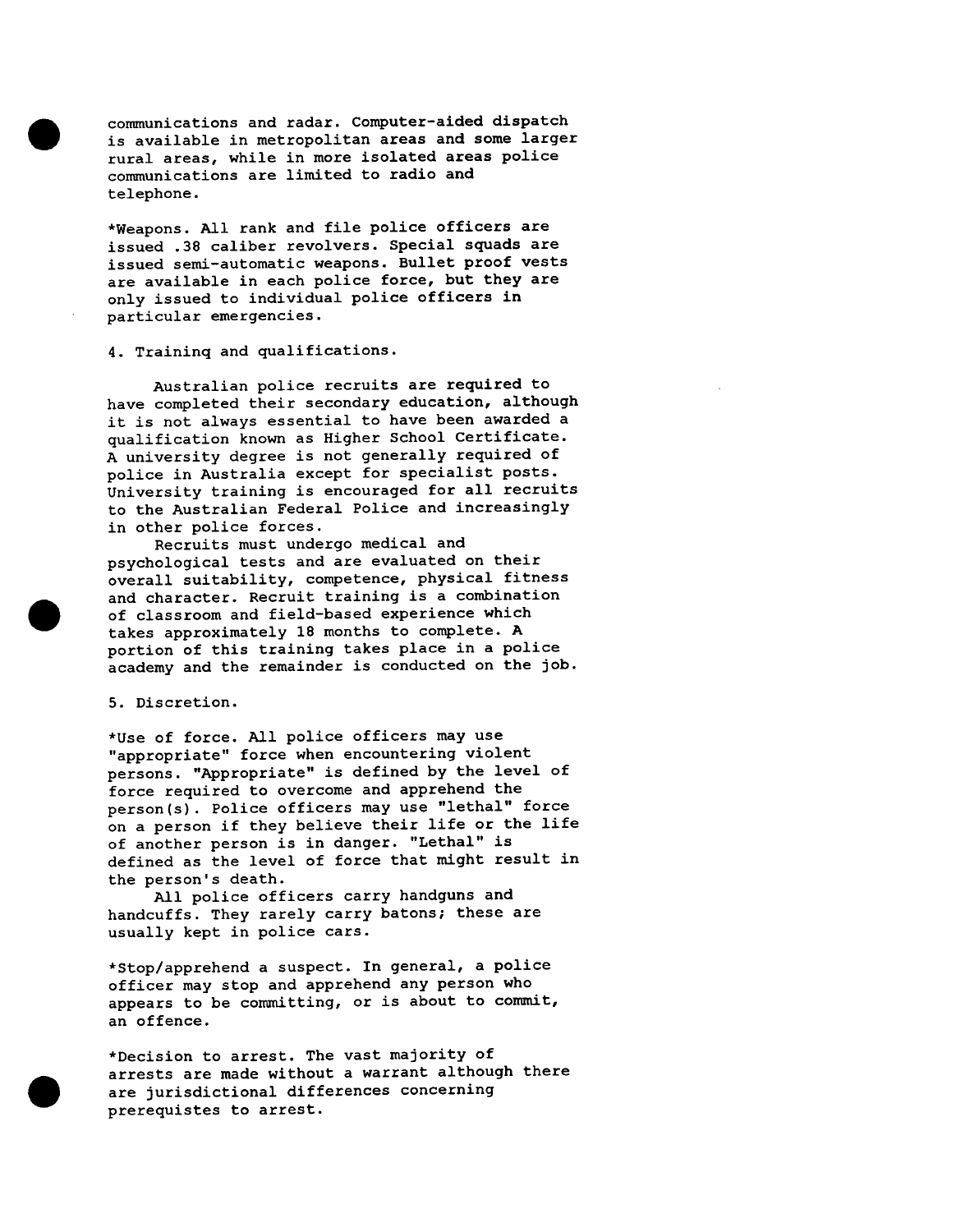communications and radar. Computer-aided dispatch is available in metropolitan areas and some larger rural areas, while in more isolated areas police communications are limited to radio and telephone.

*Weapons. All rank and file police officers are issued .38 caliber revolvers. Special squads are issued semi-automatic weapons. Bullet proof vests are available in each police force, but they are only issued to individual police officers in particular emergencies.

4. Training and qualifications.

Australian police recruits are required to have completed their secondary education, although it is not always essential to have been awarded a qualification known as Higher School Certificate. A university degree is not generally required of police in Australia except for specialist posts. University training is encouraged for all recruits to the Australian Federal Police and increasingly in other police forces.

Recruits must undergo medical and psychological tests and are evaluated on their overall suitability, competence, physical fitness and character. Recruit training is a combination of classroom and field-based experience which takes approximately 18 months to complete. A portion of this training takes place in a police academy and the remainder is conducted on the job.

5. Discretion.

*Use of force. All police officers may use "appropriate" force when encountering violent persons. "Appropriate" is defined by the level of force required to overcome and apprehend the person(s). Police officers may use "lethal" force on a person if they believe their life or the life of another person is in danger. "Lethal" is defined as the level of force that might result in the person's death.

All police officers carry handguns and handcuffs. They rarely carry batons; these are usually kept in police cars.

*Stop/apprehend a suspect. In general, a police officer may stop and apprehend any person who appears to be committing, or is about to commit, an offence.

*Decision to arrest. The vast majority of arrests are made without a warrant although there are jurisdictional differences concerning prerequistes to arrest.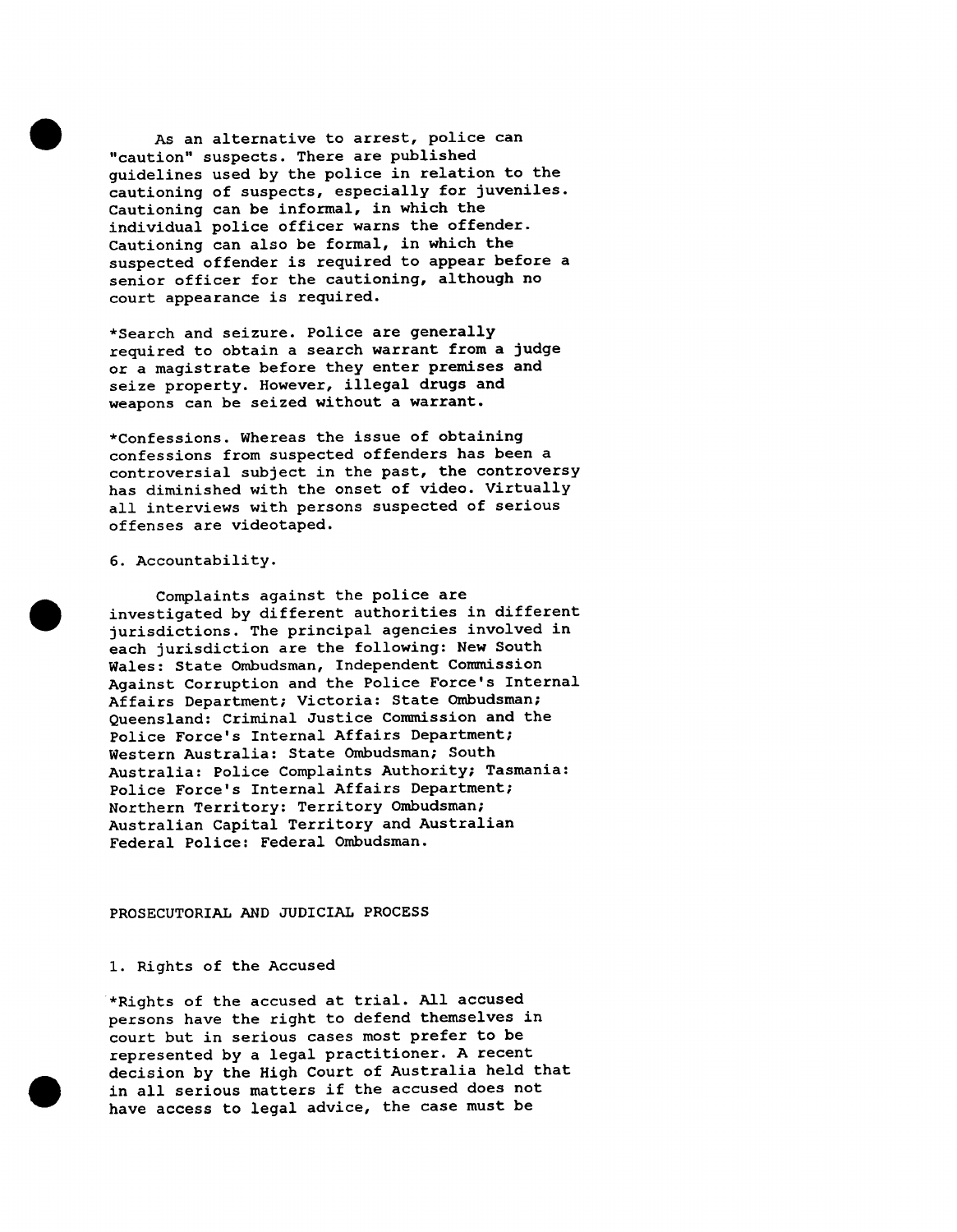As an alternative to arrest, police can "caution" suspects. There are published guidelines used by the police in relation to the cautioning of suspects, especially for juveniles. Cautioning can be informal, in which the individual police officer warns the offender. Cautioning can also be formal, in which the suspected offender is required to appear before a senior officer for the cautioning, although no court appearance is required.

*Search and seizure. Police are generally required to obtain a search warrant from a judge or a magistrate before they enter premises and seize property. However, illegal drugs and weapons can be seized without a warrant.

*Confessions. Whereas the issue of obtaining confessions from suspected offenders has been a controversial subject in the past, the controversy has diminished with the onset of video. Virtually all interviews with persons suspected of serious offenses are videotaped.

6. Accountability.

Complaints against the police are investigated by different authorities in different jurisdictions. The principal agencies involved in each jurisdiction are the following: New South Wales: State Ombudsman, Independent Commission Against Corruption and the Police Force's Internal Affairs Department; Victoria: State Ombudsman; Queensland: Criminal Justice Commission and the Police Force's Internal Affairs Department; Western Australia: State Ombudsman; South Australia: Police Complaints Authority; Tasmania: Police Force's Internal Affairs Department; Northern Territory: Territory Ombudsman; Australian Capital Territory and Australian Federal Police: Federal Ombudsman.

## PROSECUTORIAL AND JUDICIAL PROCESS

1. Rights of the Accused

*Rights of the accused at trial. All accused persons have the right to defend themselves in court but in serious cases most prefer to be represented by a legal practitioner. A recent decision by the High Court of Australia held that in all serious matters if the accused does not have access to legal advice, the case must be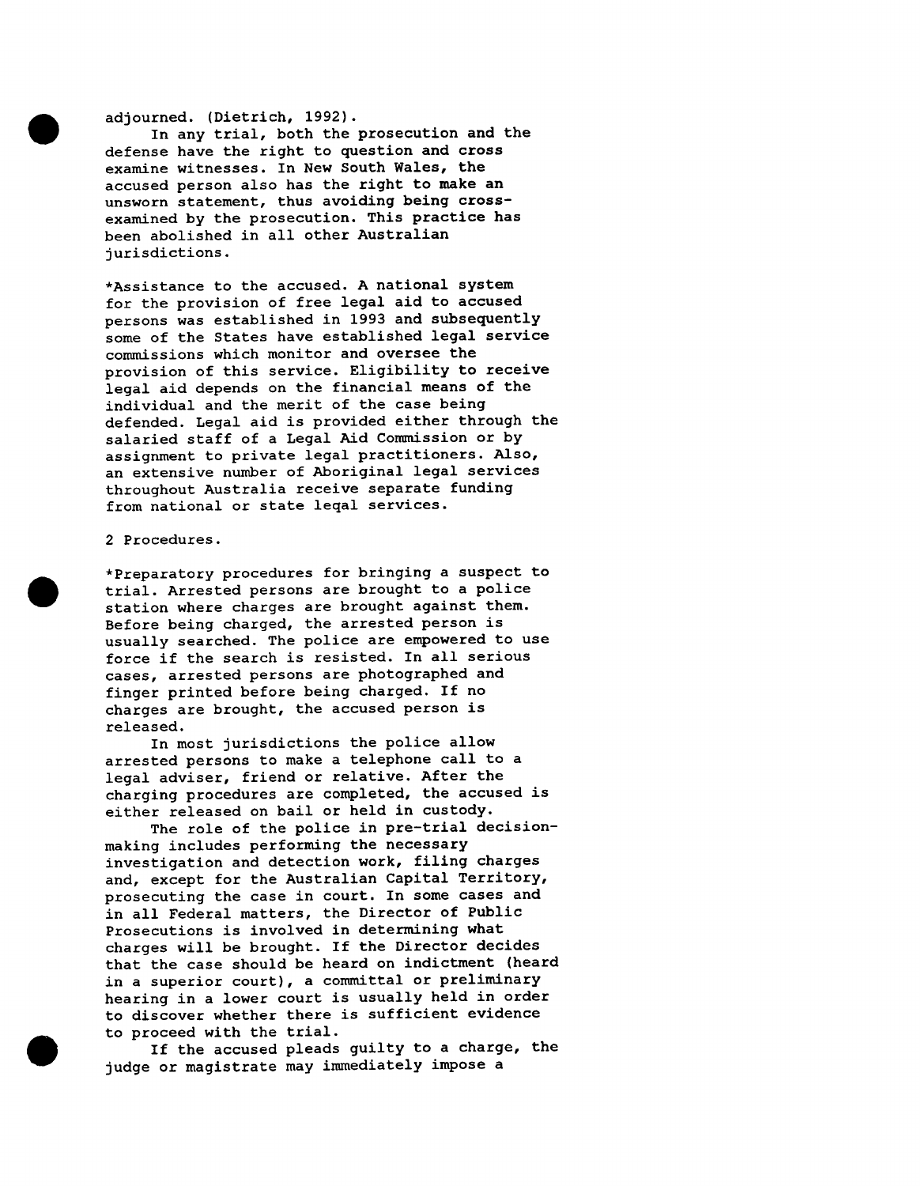adjourned. (Dietrich, 1992).

In any trial, both the prosecution and the defense have the right to question and cross examine witnesses. In New South Wales, the accused person also has the right to make an unsworn statement, thus avoiding being cross-examined by the prosecution. This practice has been abolished in all other Australian jurisdictions.

*Assistance to the accused. A national system for the provision of free legal aid to accused persons was established in 1993 and subsequently some of the States have established legal service commissions which monitor and oversee the provision of this service. Eligibility to receive legal aid depends on the financial means of the individual and the merit of the case being defended. Legal aid is provided either through the salaried staff of a Legal Aid Commission or by assignment to private legal practitioners. Also, an extensive number of Aboriginal legal services throughout Australia receive separate funding from national or state leqal services.

2 Procedures.

*Preparatory procedures for bringing a suspect to trial. Arrested persons are brought to a police station where charges are brought against them. Before being charged, the arrested person is usually searched. The police are empowered to use force if the search is resisted. In all serious cases, arrested persons are photographed and finger printed before being charged. If no charges are brought, the accused person is released.

In most jurisdictions the police allow arrested persons to make a telephone call to a legal adviser, friend or relative. After the charging procedures are completed, the accused is either released on bail or held in custody.

The role of the police in pre-trial decision-making includes performing the necessary investigation and detection work, filing charges and, except for the Australian Capital Territory, prosecuting the case in court. In some cases and in all Federal matters, the Director of Public Prosecutions is involved in determining what charges will be brought. If the Director decides that the case should be heard on indictment (heard in a superior court), a committal or preliminary hearing in a lower court is usually held in order to discover whether there is sufficient evidence to proceed with the trial.

If the accused pleads guilty to a charge, the judge or magistrate may immediately impose a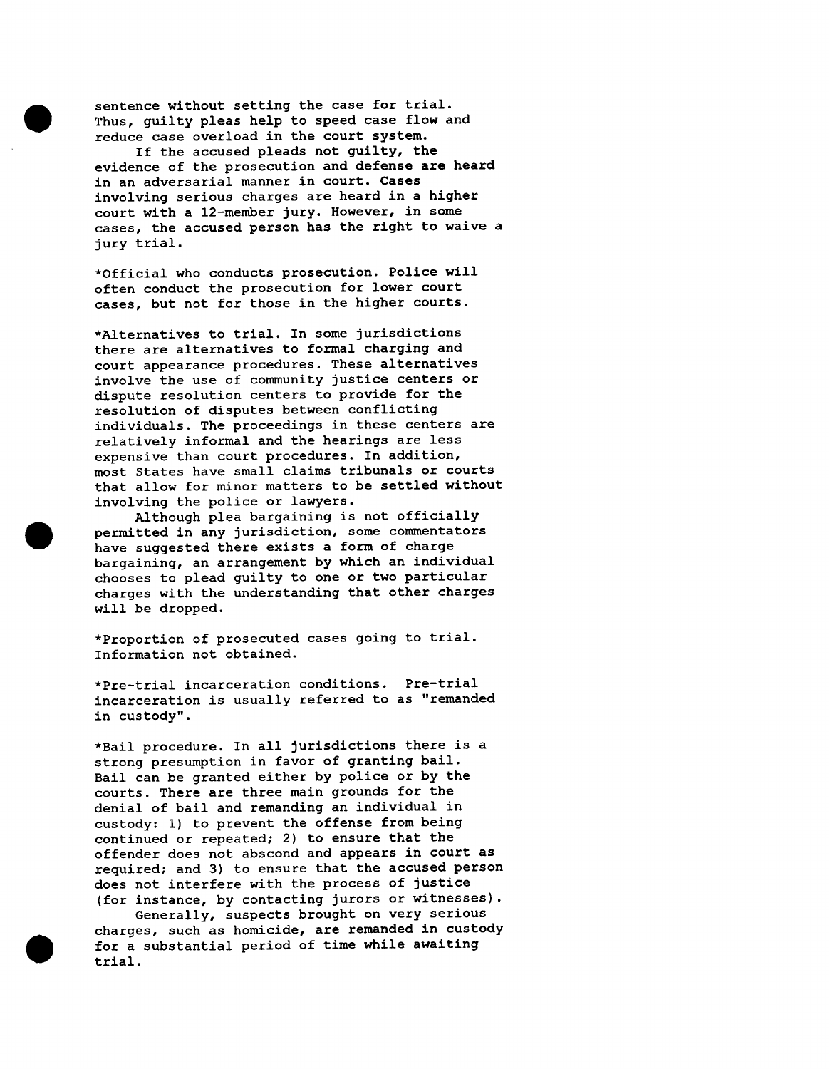sentence without setting the case for trial. Thus, guilty pleas help to speed case flow and reduce case overload in the court system.

If the accused pleads not guilty, the evidence of the prosecution and defense are heard in an adversarial manner in court. Cases involving serious charges are heard in a higher court with a 12-member jury. However, in some cases, the accused person has the right to waive a jury trial.

*Official who conducts prosecution. Police will often conduct the prosecution for lower court cases, but not for those in the higher courts.

*Alternatives to trial. In some jurisdictions there are alternatives to formal charging and court appearance procedures. These alternatives involve the use of community justice centers or dispute resolution centers to provide for the resolution of disputes between conflicting individuals. The proceedings in these centers are relatively informal and the hearings are less expensive than court procedures. In addition, most States have small claims tribunals or courts that allow for minor matters to be settled without involving the police or lawyers.

Although plea bargaining is not officially permitted in any jurisdiction, some commentators have suggested there exists a form of charge bargaining, an arrangement by which an individual chooses to plead guilty to one or two particular charges with the understanding that other charges will be dropped.

*Proportion of prosecuted cases going to trial. Information not obtained.

*Pre-trial incarceration conditions. Pre-trial incarceration is usually referred to as "remanded in custody".

*Bail procedure. In all jurisdictions there is a strong presumption in favor of granting bail. Bail can be granted either by police or by the courts. There are three main grounds for the denial of bail and remanding an individual in custody: 1) to prevent the offense from being continued or repeated; 2) to ensure that the offender does not abscond and appears in court as required; and 3) to ensure that the accused person does not interfere with the process of justice (for instance, by contacting jurors or witnesses).

Generally, suspects brought on very serious charges, such as homicide, are remanded in custody for a substantial period of time while awaiting trial.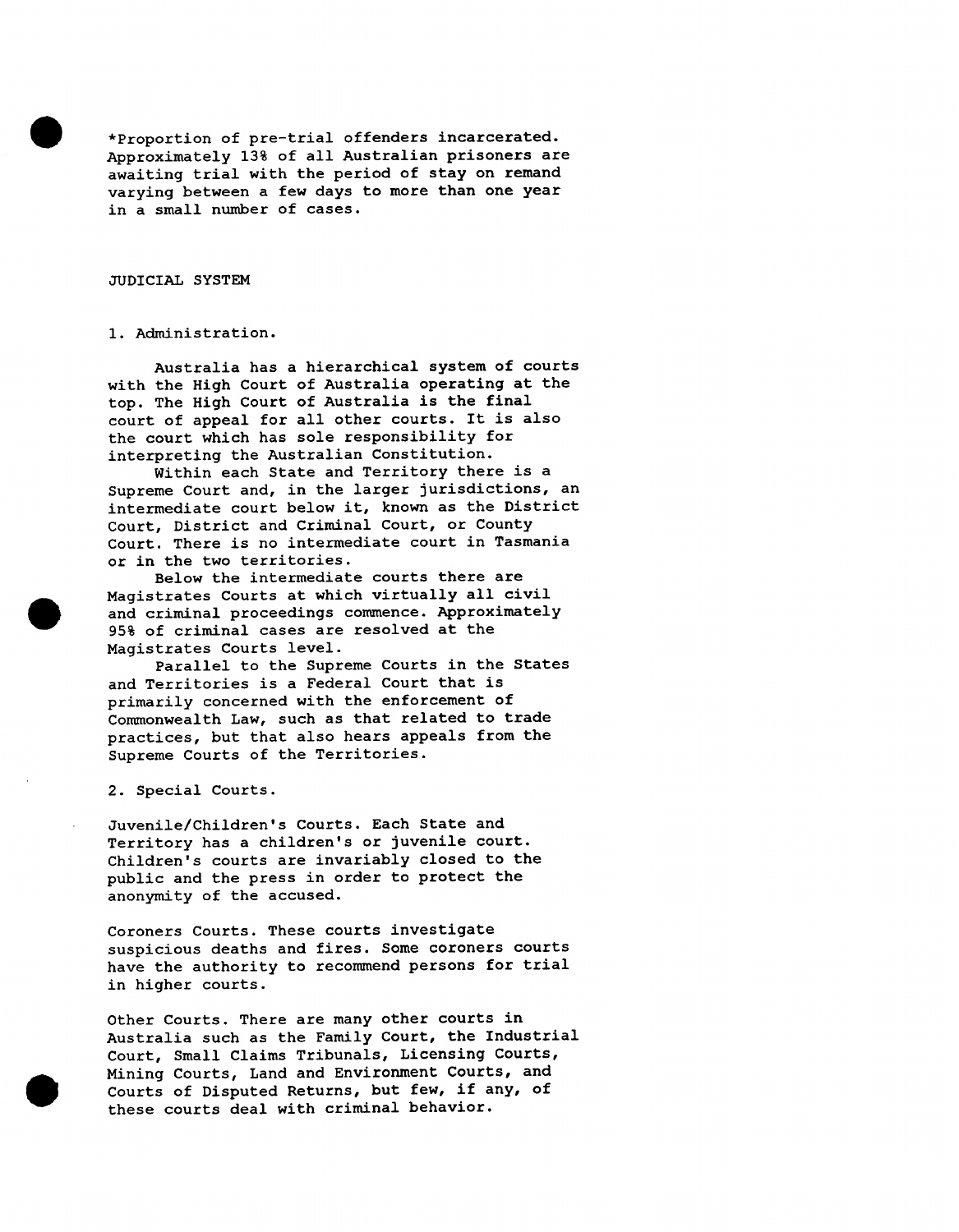*Proportion of pre-trial offenders incarcerated. Approximately 13% of all Australian prisoners are awaiting trial with the period of stay on remand varying between a few days to more than one year in a small number of cases.

## JUDICIAL SYSTEM

### 1. Administration.

Australia has a hierarchical system of courts with the High Court of Australia operating at the top. The High Court of Australia is the final court of appeal for all other courts. It is also the court which has sole responsibility for interpreting the Australian Constitution.

Within each State and Territory there is a Supreme Court and, in the larger jurisdictions, an intermediate court below it, known as the District Court, District and Criminal Court, or County Court. There is no intermediate court in Tasmania or in the two territories.

Below the intermediate courts there are Magistrates Courts at which virtually all civil and criminal proceedings commence. Approximately 95% of criminal cases are resolved at the Magistrates Courts level.

Parallel to the Supreme Courts in the States and Territories is a Federal Court that is primarily concerned with the enforcement of Commonwealth Law, such as that related to trade practices, but that also hears appeals from the Supreme Courts of the Territories.

### 2. Special Courts.

Juvenile/Children's Courts. Each State and Territory has a children's or juvenile court. Children's courts are invariably closed to the public and the press in order to protect the anonymity of the accused.

Coroners Courts. These courts investigate suspicious deaths and fires. Some coroners courts have the authority to recommend persons for trial in higher courts.

Other Courts. There are many other courts in Australia such as the Family Court, the Industrial Court, Small Claims Tribunals, Licensing Courts, Mining Courts, Land and Environment Courts, and Courts of Disputed Returns, but few, if any, of these courts deal with criminal behavior.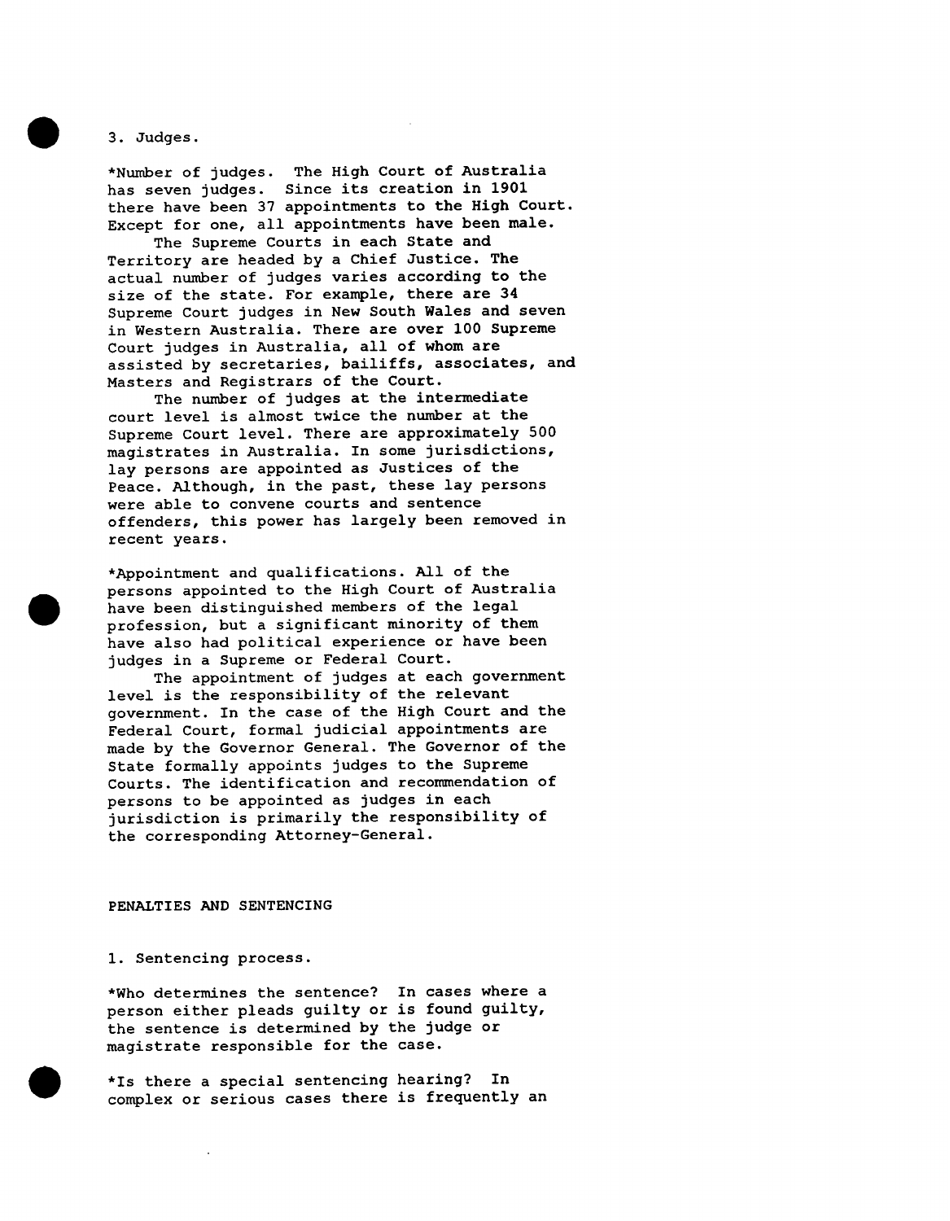3. Judges.

*Number of judges. The High Court of Australia has seven judges. Since its creation in 1901 there have been 37 appointments to the High Court. Except for one, all appointments have been male.

The Supreme Courts in each State and Territory are headed by a Chief Justice. The actual number of judges varies according to the size of the state. For example, there are 34 Supreme Court judges in New South Wales and seven in Western Australia. There are over 100 Supreme Court judges in Australia, all of whom are assisted by secretaries, bailiffs, associates, and Masters and Registrars of the Court.

The number of judges at the intermediate court level is almost twice the number at the Supreme Court level. There are approximately 500 magistrates in Australia. In some jurisdictions, lay persons are appointed as Justices of the Peace. Although, in the past, these lay persons were able to convene courts and sentence offenders, this power has largely been removed in recent years.

*Appointment and qualifications. All of the persons appointed to the High Court of Australia have been distinguished members of the legal profession, but a significant minority of them have also had political experience or have been judges in a Supreme or Federal Court.

The appointment of judges at each government level is the responsibility of the relevant government. In the case of the High Court and the Federal Court, formal judicial appointments are made by the Governor General. The Governor of the State formally appoints judges to the Supreme Courts. The identification and recommendation of persons to be appointed as judges in each jurisdiction is primarily the responsibility of the corresponding Attorney-General.

## PENALTIES AND SENTENCING

1. Sentencing process.

*Who determines the sentence? In cases where a person either pleads guilty or is found guilty, the sentence is determined by the judge or magistrate responsible for the case.

*Is there a special sentencing hearing? In complex or serious cases there is frequently an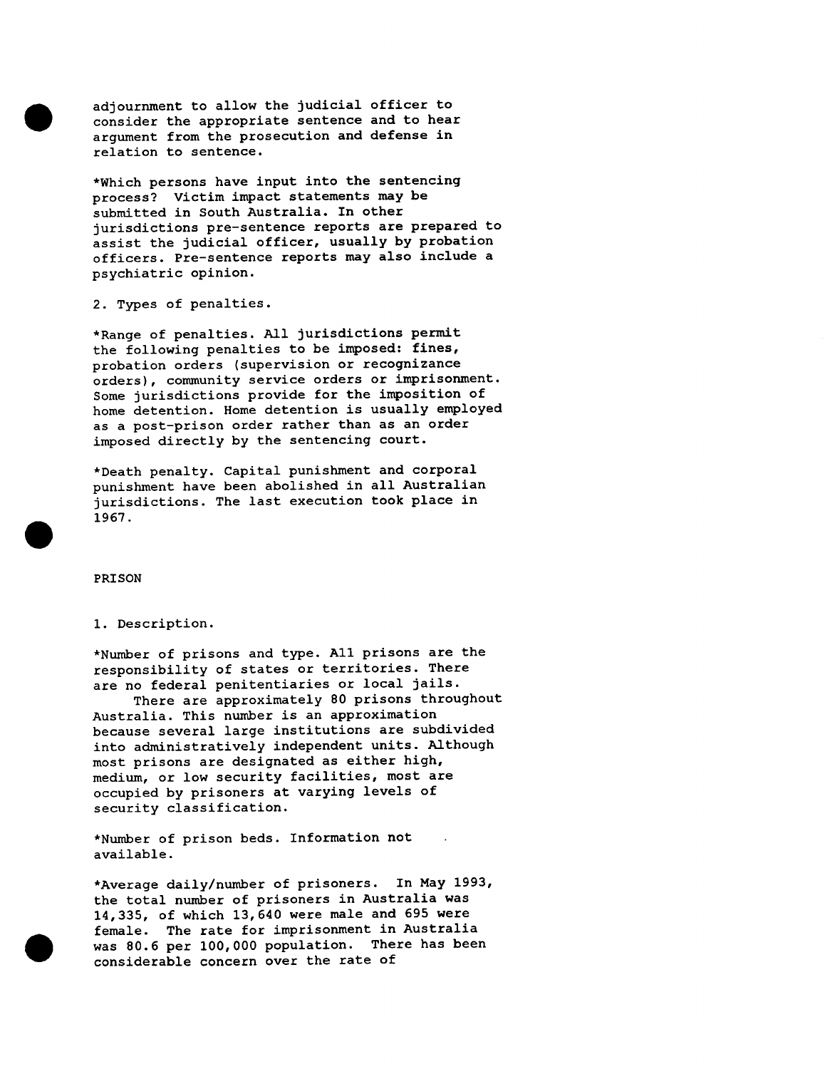adjournment to allow the judicial officer to consider the appropriate sentence and to hear argument from the prosecution and defense in relation to sentence.

*Which persons have input into the sentencing process? Victim impact statements may be submitted in South Australia. In other jurisdictions pre-sentence reports are prepared to assist the judicial officer, usually by probation officers. Pre-sentence reports may also include a psychiatric opinion.

2. Types of penalties.

*Range of penalties. All jurisdictions permit the following penalties to be imposed: fines, probation orders (supervision or recognizance orders), community service orders or imprisonment. Some jurisdictions provide for the imposition of home detention. Home detention is usually employed as a post-prison order rather than as an order imposed directly by the sentencing court.

*Death penalty. Capital punishment and corporal punishment have been abolished in all Australian jurisdictions. The last execution took place in 1967.

## PRISON

1. Description.

*Number of prisons and type. All prisons are the responsibility of states or territories. There are no federal penitentiaries or local jails.

There are approximately 80 prisons throughout Australia. This number is an approximation because several large institutions are subdivided into administratively independent units. Although most prisons are designated as either high, medium, or low security facilities, most are occupied by prisoners at varying levels of security classification.

*Number of prison beds. Information not available.

*Average daily/number of prisoners. In May 1993, the total number of prisoners in Australia was 14,335, of which 13,640 were male and 695 were female. The rate for imprisonment in Australia was 80.6 per 100,000 population. There has been considerable concern over the rate of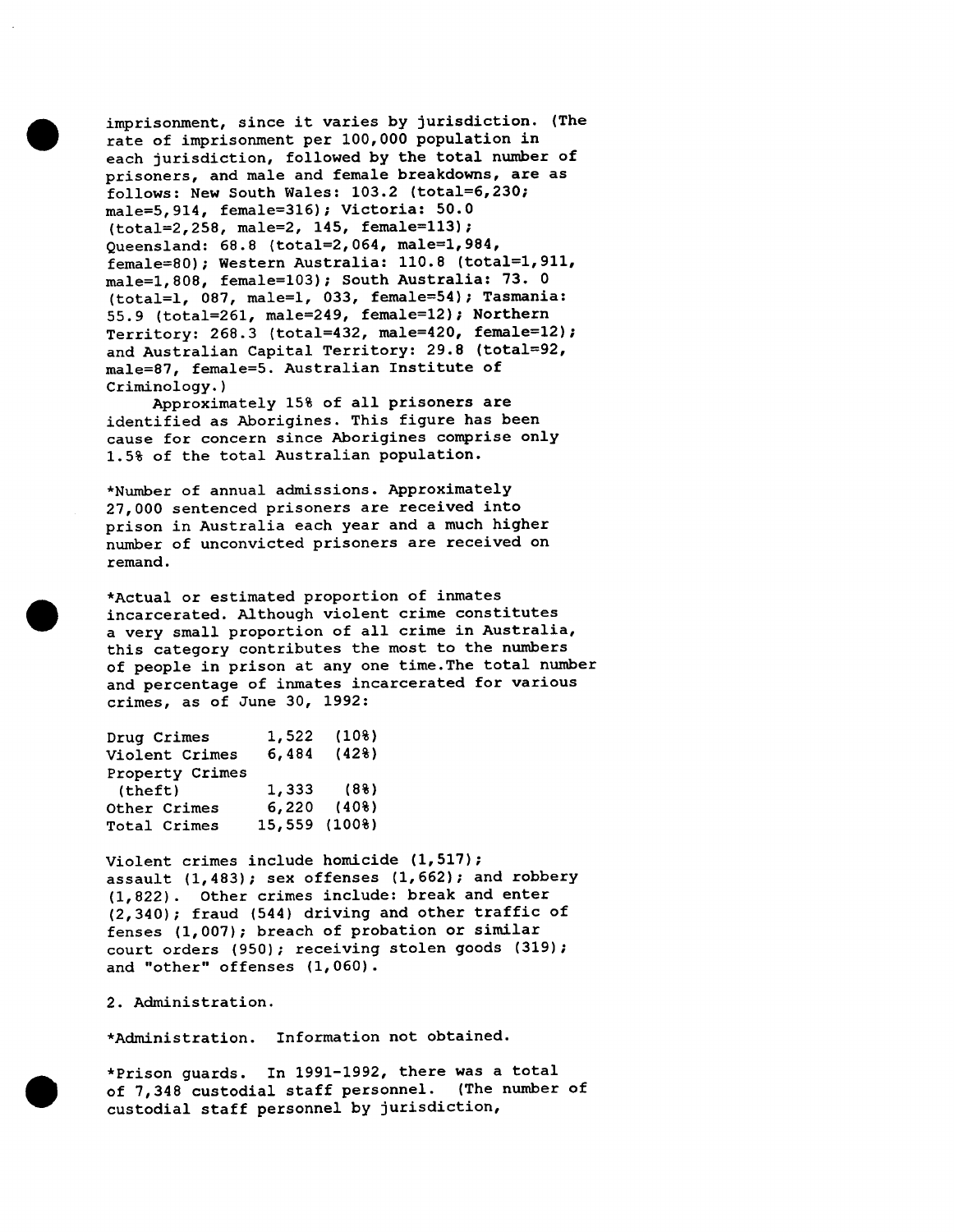imprisonment, since it varies by jurisdiction. (The rate of imprisonment per 100,000 population in each jurisdiction, followed by the total number of prisoners, and male and female breakdowns, are as follows: New South Wales: 103.2 (total=6,230; male=5,914, female=316); Victoria: 50.0 (total=2,258, male=2, 145, female=113); Queensland: 68.8 (total=2,064, male=1,984, female=80); Western Australia: 110.8 (total=1,911, male=1,808, female=103); South Australia: 73. 0 (total=1, 087, male=1, 033, female=54); Tasmania: 55.9 (total=261, male=249, female=12); Northern Territory: 268.3 (total=432, male=420, female=12); and Australian Capital Territory: 29.8 (total=92, male=87, female=5. Australian Institute of Criminology.)

Approximately 15% of all prisoners are identified as Aborigines. This figure has been cause for concern since Aborigines comprise only 1.5% of the total Australian population.

*Number of annual admissions. Approximately 27,000 sentenced prisoners are received into prison in Australia each year and a much higher number of unconvicted prisoners are received on remand.

*Actual or estimated proportion of inmates incarcerated. Although violent crime constitutes a very small proportion of all crime in Australia, this category contributes the most to the numbers of people in prison at any one time.The total number and percentage of inmates incarcerated for various crimes, as of June 30, 1992:

| | | |
|---|---|---|
| Drug Crimes | 1,522 | (10%) |
| Violent Crimes | 6,484 | (42%) |
| Property Crimes (theft) | 1,333 | (8%) |
| Other Crimes | 6,220 | (40%) |
| Total Crimes | 15,559 | (100%) |

Violent crimes include homicide (1,517); assault (1,483); sex offenses (1,662); and robbery (1,822). Other crimes include: break and enter (2,340); fraud (544) driving and other traffic of fenses (1,007); breach of probation or similar court orders (950); receiving stolen goods (319); and "other" offenses (1,060).

2. Administration.

*Administration. Information not obtained.

*Prison guards. In 1991-1992, there was a total of 7,348 custodial staff personnel. (The number of custodial staff personnel by jurisdiction,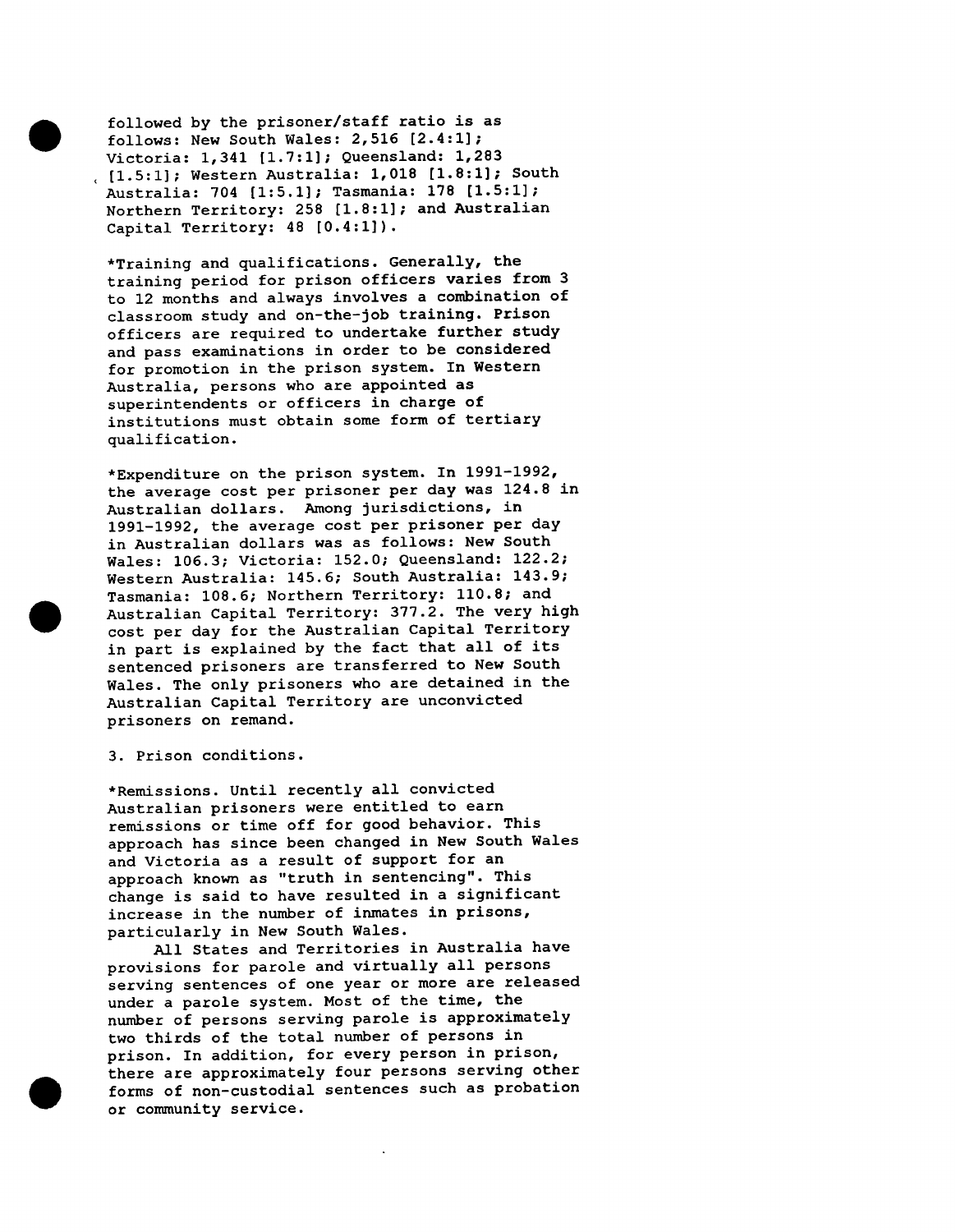followed by the prisoner/staff ratio is as follows: New South Wales: 2,516 [2.4:1]; Victoria: 1,341 [1.7:1]; Queensland: 1,283 [1.5:1]; Western Australia: 1,018 [1.8:1]; South Australia: 704 [1:5.1]; Tasmania: 178 [1.5:1]; Northern Territory: 258 [1.8:1]; and Australian Capital Territory: 48 [0.4:1]).

*Training and qualifications. Generally, the training period for prison officers varies from 3 to 12 months and always involves a combination of classroom study and on-the-job training. Prison officers are required to undertake further study and pass examinations in order to be considered for promotion in the prison system. In Western Australia, persons who are appointed as superintendents or officers in charge of institutions must obtain some form of tertiary qualification.

*Expenditure on the prison system. In 1991-1992, the average cost per prisoner per day was 124.8 in Australian dollars. Among jurisdictions, in 1991-1992, the average cost per prisoner per day in Australian dollars was as follows: New South Wales: 106.3; Victoria: 152.0; Queensland: 122.2; Western Australia: 145.6; South Australia: 143.9; Tasmania: 108.6; Northern Territory: 110.8; and Australian Capital Territory: 377.2. The very high cost per day for the Australian Capital Territory in part is explained by the fact that all of its sentenced prisoners are transferred to New South Wales. The only prisoners who are detained in the Australian Capital Territory are unconvicted prisoners on remand.

3. Prison conditions.

*Remissions. Until recently all convicted Australian prisoners were entitled to earn remissions or time off for good behavior. This approach has since been changed in New South Wales and Victoria as a result of support for an approach known as "truth in sentencing". This change is said to have resulted in a significant increase in the number of inmates in prisons, particularly in New South Wales.

All States and Territories in Australia have provisions for parole and virtually all persons serving sentences of one year or more are released under a parole system. Most of the time, the number of persons serving parole is approximately two thirds of the total number of persons in prison. In addition, for every person in prison, there are approximately four persons serving other forms of non-custodial sentences such as probation or community service.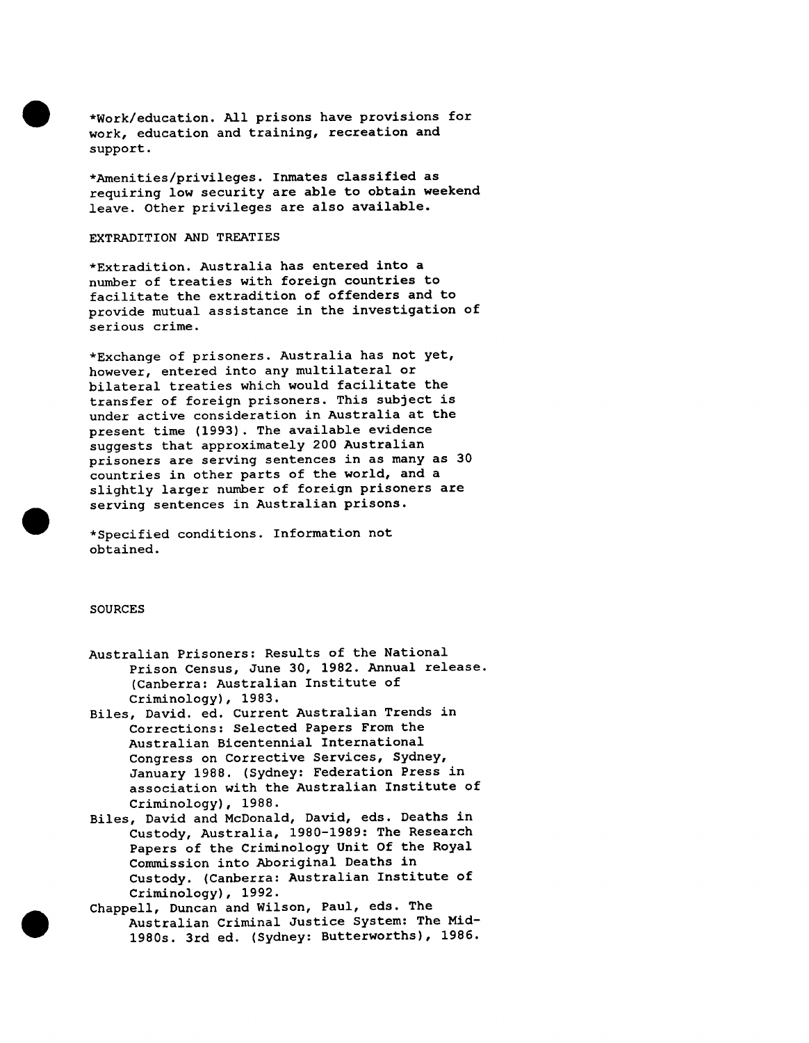*Work/education. All prisons have provisions for work, education and training, recreation and support.

*Amenities/privileges. Inmates classified as requiring low security are able to obtain weekend leave. Other privileges are also available.

## EXTRADITION AND TREATIES

*Extradition. Australia has entered into a number of treaties with foreign countries to facilitate the extradition of offenders and to provide mutual assistance in the investigation of serious crime.

*Exchange of prisoners. Australia has not yet, however, entered into any multilateral or bilateral treaties which would facilitate the transfer of foreign prisoners. This subject is under active consideration in Australia at the present time (1993). The available evidence suggests that approximately 200 Australian prisoners are serving sentences in as many as 30 countries in other parts of the world, and a slightly larger number of foreign prisoners are serving sentences in Australian prisons.

*Specified conditions. Information not obtained.

## SOURCES

Australian Prisoners: Results of the National Prison Census, June 30, 1982. Annual release. (Canberra: Australian Institute of Criminology), 1983.

Biles, David. ed. Current Australian Trends in Corrections: Selected Papers From the Australian Bicentennial International Congress on Corrective Services, Sydney, January 1988. (Sydney: Federation Press in association with the Australian Institute of Criminology), 1988.

Biles, David and McDonald, David, eds. Deaths in Custody, Australia, 1980-1989: The Research Papers of the Criminology Unit Of the Royal Commission into Aboriginal Deaths in Custody. (Canberra: Australian Institute of Criminology), 1992.

Chappell, Duncan and Wilson, Paul, eds. The Australian Criminal Justice System: The Mid-1980s. 3rd ed. (Sydney: Butterworths), 1986.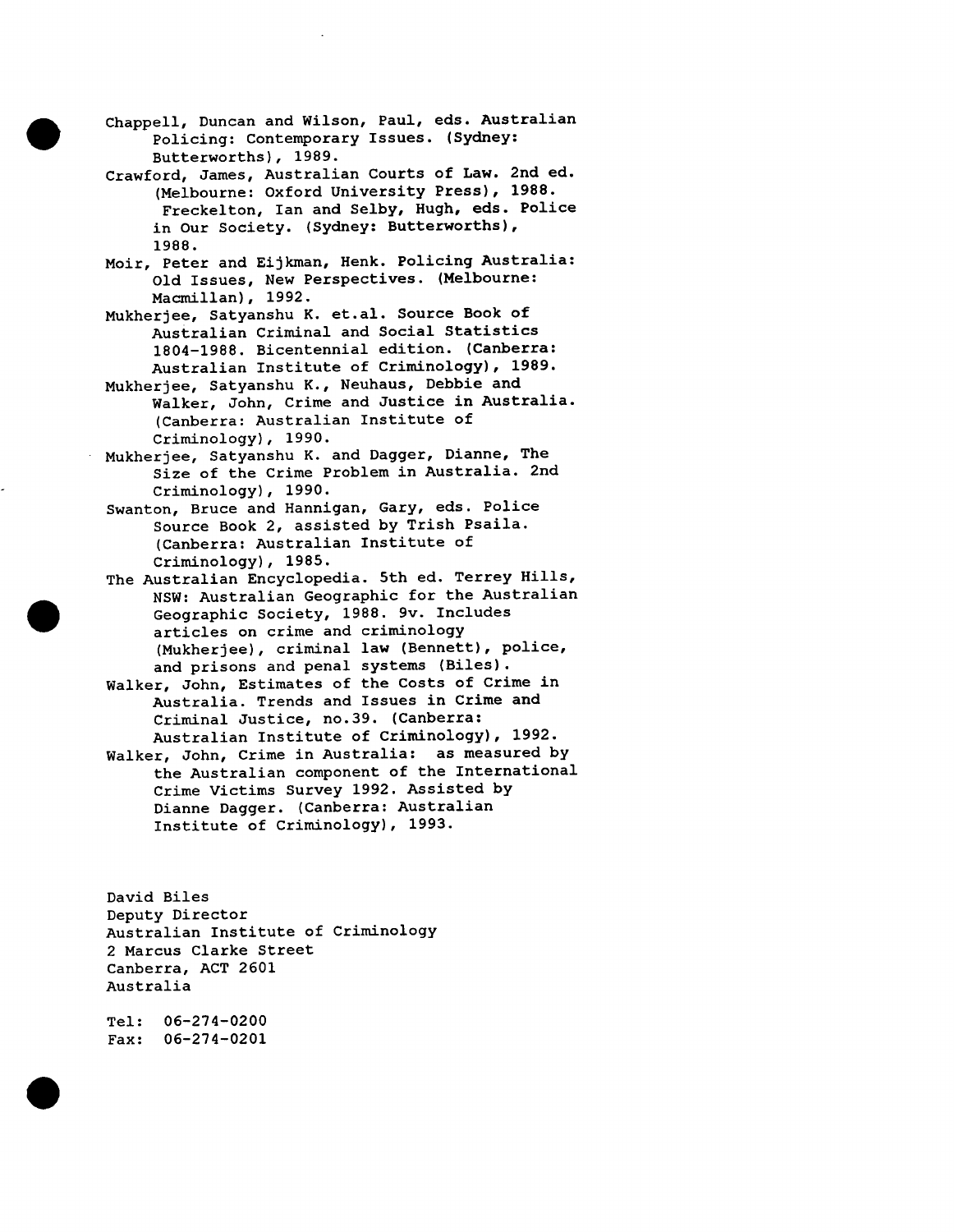Chappell, Duncan and Wilson, Paul, eds. Australian Policing: Contemporary Issues. (Sydney: Butterworths), 1989.

Crawford, James, Australian Courts of Law. 2nd ed. (Melbourne: Oxford University Press), 1988.
Freckelton, Ian and Selby, Hugh, eds. Police in Our Society. (Sydney: Butterworths), 1988.

Moir, Peter and Eijkman, Henk. Policing Australia: Old Issues, New Perspectives. (Melbourne: Macmillan), 1992.

Mukherjee, Satyanshu K. et.al. Source Book of Australian Criminal and Social Statistics 1804-1988. Bicentennial edition. (Canberra: Australian Institute of Criminology), 1989.

Mukherjee, Satyanshu K., Neuhaus, Debbie and Walker, John, Crime and Justice in Australia. (Canberra: Australian Institute of Criminology), 1990.

Mukherjee, Satyanshu K. and Dagger, Dianne, The Size of the Crime Problem in Australia. 2nd Criminology), 1990.

Swanton, Bruce and Hannigan, Gary, eds. Police Source Book 2, assisted by Trish Psaila. (Canberra: Australian Institute of Criminology), 1985.

The Australian Encyclopedia. 5th ed. Terrey Hills, NSW: Australian Geographic for the Australian Geographic Society, 1988. 9v. Includes articles on crime and criminology (Mukherjee), criminal law (Bennett), police, and prisons and penal systems (Biles).

Walker, John, Estimates of the Costs of Crime in Australia. Trends and Issues in Crime and Criminal Justice, no.39. (Canberra: Australian Institute of Criminology), 1992.

Walker, John, Crime in Australia: as measured by the Australian component of the International Crime Victims Survey 1992. Assisted by Dianne Dagger. (Canberra: Australian Institute of Criminology), 1993.

David Biles
Deputy Director
Australian Institute of Criminology
2 Marcus Clarke Street
Canberra, ACT 2601
Australia

Tel: 06-274-0200
Fax: 06-274-0201